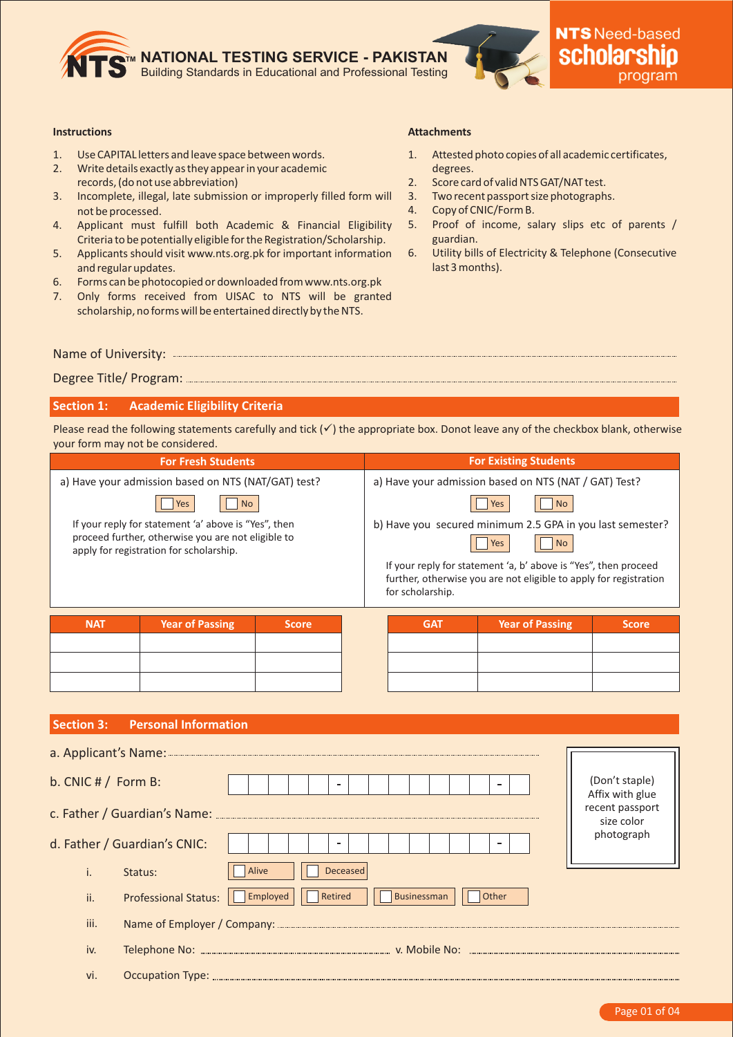**NATIONAL TESTING SERVICE - PAKISTAN**
Building Standards in Educational and Professional Testing

**NTS Need-based scholarship program**

### Instructions

1. Use CAPITAL letters and leave space between words.
2. Write details exactly as they appear in your academic records, (do not use abbreviation)
3. Incomplete, illegal, late submission or improperly filled form will not be processed.
4. Applicant must fulfill both Academic & Financial Eligibility Criteria to be potentially eligible for the Registration/Scholarship.
5. Applicants should visit www.nts.org.pk for important information and regular updates.
6. Forms can be photocopied or downloaded from www.nts.org.pk
7. Only forms received from UISAC to NTS will be granted scholarship, no forms will be entertained directly by the NTS.

### Attachments

1. Attested photo copies of all academic certificates, degrees.
2. Score card of valid NTS GAT/NAT test.
3. Two recent passport size photographs.
4. Copy of CNIC/Form B.
5. Proof of income, salary slips etc of parents / guardian.
6. Utility bills of Electricity & Telephone (Consecutive last 3 months).

Name of University: ........................................

Degree Title/ Program: ........................................

## Section 1: Academic Eligibility Criteria

Please read the following statements carefully and tick (✓) the appropriate box. Donot leave any of the checkbox blank, otherwise your form may not be considered.

| For Fresh Students | For Existing Students |
|---|---|
| a) Have your admission based on NTS (NAT/GAT) test?<br>☐ Yes ☐ No<br>If your reply for statement 'a' above is "Yes", then proceed further, otherwise you are not eligible to apply for registration for scholarship. | a) Have your admission based on NTS (NAT / GAT) Test?<br>☐ Yes ☐ No<br>b) Have you secured minimum 2.5 GPA in you last semester?<br>☐ Yes ☐ No<br>If your reply for statement 'a, b' above is "Yes", then proceed further, otherwise you are not eligible to apply for registration for scholarship. |

| NAT | Year of Passing | Score |
|---|---|---|
| | | |
| | | |
| | | |

| GAT | Year of Passing | Score |
|---|---|---|
| | | |
| | | |
| | | |

## Section 3: Personal Information

(Don't staple) Affix with glue recent passport size color photograph

a. Applicant's Name: ........................................

b. CNIC # / Form B: ☐☐☐☐☐ - ☐☐☐☐☐☐☐ - ☐

c. Father / Guardian's Name: ........................................

d. Father / Guardian's CNIC: ☐☐☐☐☐ - ☐☐☐☐☐☐☐ - ☐

i. Status: ☐ Alive ☐ Deceased

ii. Professional Status: ☐ Employed ☐ Retired ☐ Businessman ☐ Other

iii. Name of Employer / Company: ........................................

iv. Telephone No: .................... v. Mobile No: ....................

vi. Occupation Type: ........................................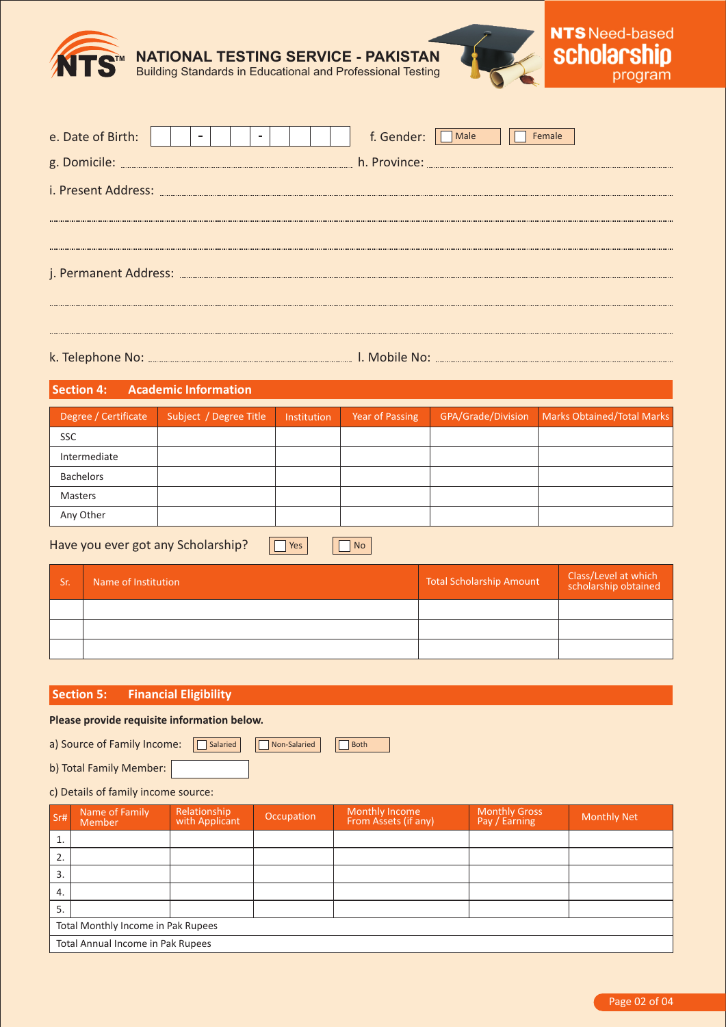NATIONAL TESTING SERVICE - PAKISTAN
Building Standards in Educational and Professional Testing

NTS Need-based scholarship program

e. Date of Birth: __ __ - __ __ - __ __ __ __ f. Gender: ☐ Male ☐ Female

g. Domicile: ____________________ h. Province: ____________________

i. Present Address: ____________________

____________________

____________________

j. Permanent Address: ____________________

____________________

____________________

k. Telephone No: ____________________ l. Mobile No: ____________________

## Section 4: Academic Information

| Degree / Certificate | Subject / Degree Title | Institution | Year of Passing | GPA/Grade/Division | Marks Obtained/Total Marks |
|---|---|---|---|---|---|
| SSC | | | | | |
| Intermediate | | | | | |
| Bachelors | | | | | |
| Masters | | | | | |
| Any Other | | | | | |

Have you ever got any Scholarship? ☐ Yes ☐ No

| Sr. | Name of Institution | Total Scholarship Amount | Class/Level at which scholarship obtained |
|---|---|---|---|
| | | | |
| | | | |
| | | | |

## Section 5: Financial Eligibility

**Please provide requisite information below.**

a) Source of Family Income: ☐ Salaried ☐ Non-Salaried ☐ Both

b) Total Family Member: ________

c) Details of family income source:

| Sr# | Name of Family Member | Relationship with Applicant | Occupation | Monthly Income From Assets (if any) | Monthly Gross Pay / Earning | Monthly Net |
|---|---|---|---|---|---|---|
| 1. | | | | | | |
| 2. | | | | | | |
| 3. | | | | | | |
| 4. | | | | | | |
| 5. | | | | | | |
| Total Monthly Income in Pak Rupees | | | | | | |
| Total Annual Income in Pak Rupees | | | | | | |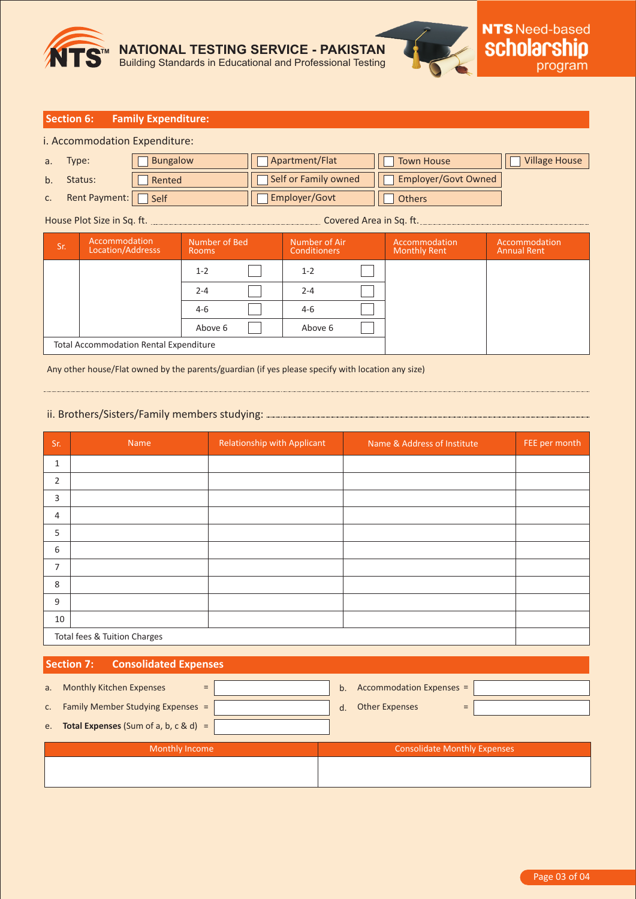## Section 6: Family Expenditure:

i. Accommodation Expenditure:

a. Type: ☐ Bungalow ☐ Apartment/Flat ☐ Town House ☐ Village House

b. Status: ☐ Rented ☐ Self or Family owned ☐ Employer/Govt Owned

c. Rent Payment: ☐ Self ☐ Employer/Govt ☐ Others

House Plot Size in Sq. ft. .................................... Covered Area in Sq. ft. ....................................

| Sr. | Accommodation Location/Addresss | Number of Bed Rooms | | Number of Air Conditioners | | Accommodation Monthly Rent | Accommodation Annual Rent |
|---|---|---|---|---|---|---|---|
| | | 1-2 | ☐ | 1-2 | ☐ | | |
| | | 2-4 | ☐ | 2-4 | ☐ | | |
| | | 4-6 | ☐ | 4-6 | ☐ | | |
| | | Above 6 | ☐ | Above 6 | ☐ | | |
| Total Accommodation Rental Expenditure | | | | | | | |

Any other house/Flat owned by the parents/guardian (if yes please specify with location any size)

....................................................................................................

ii. Brothers/Sisters/Family members studying: ....................................

| Sr. | Name | Relationship with Applicant | Name & Address of Institute | FEE per month |
|---|---|---|---|---|
| 1 | | | | |
| 2 | | | | |
| 3 | | | | |
| 4 | | | | |
| 5 | | | | |
| 6 | | | | |
| 7 | | | | |
| 8 | | | | |
| 9 | | | | |
| 10 | | | | |
| Total fees & Tuition Charges | | | | |

## Section 7: Consolidated Expenses

a. Monthly Kitchen Expenses = ____________

b. Accommodation Expenses = ____________

c. Family Member Studying Expenses = ____________

d. Other Expenses = ____________

e. **Total Expenses** (Sum of a, b, c & d) = ____________

| Monthly Income | Consolidate Monthly Expenses |
|---|---|
| | |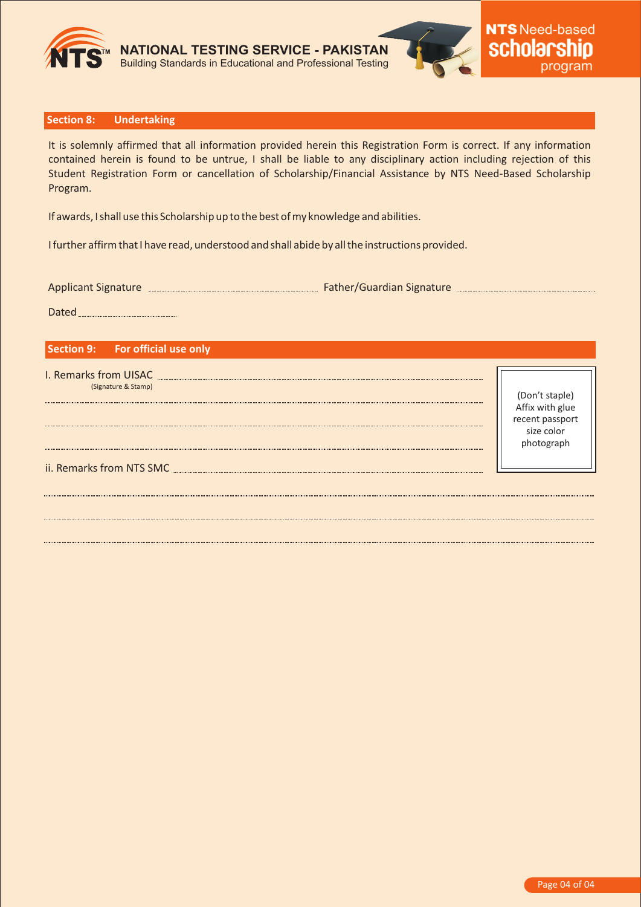## Section 8: Undertaking

It is solemnly affirmed that all information provided herein this Registration Form is correct. If any information contained herein is found to be untrue, I shall be liable to any disciplinary action including rejection of this Student Registration Form or cancellation of Scholarship/Financial Assistance by NTS Need-Based Scholarship Program.

If awards, I shall use this Scholarship up to the best of my knowledge and abilities.

I further affirm that I have read, understood and shall abide by all the instructions provided.

Applicant Signature ________________ Father/Guardian Signature ________________

Dated ____________

## Section 9: For official use only

I. Remarks from UISAC ________________
(Signature & Stamp)

________________

________________

________________

ii. Remarks from NTS SMC ________________

________________

________________

________________

(Don't staple)
Affix with glue
recent passport
size color
photograph